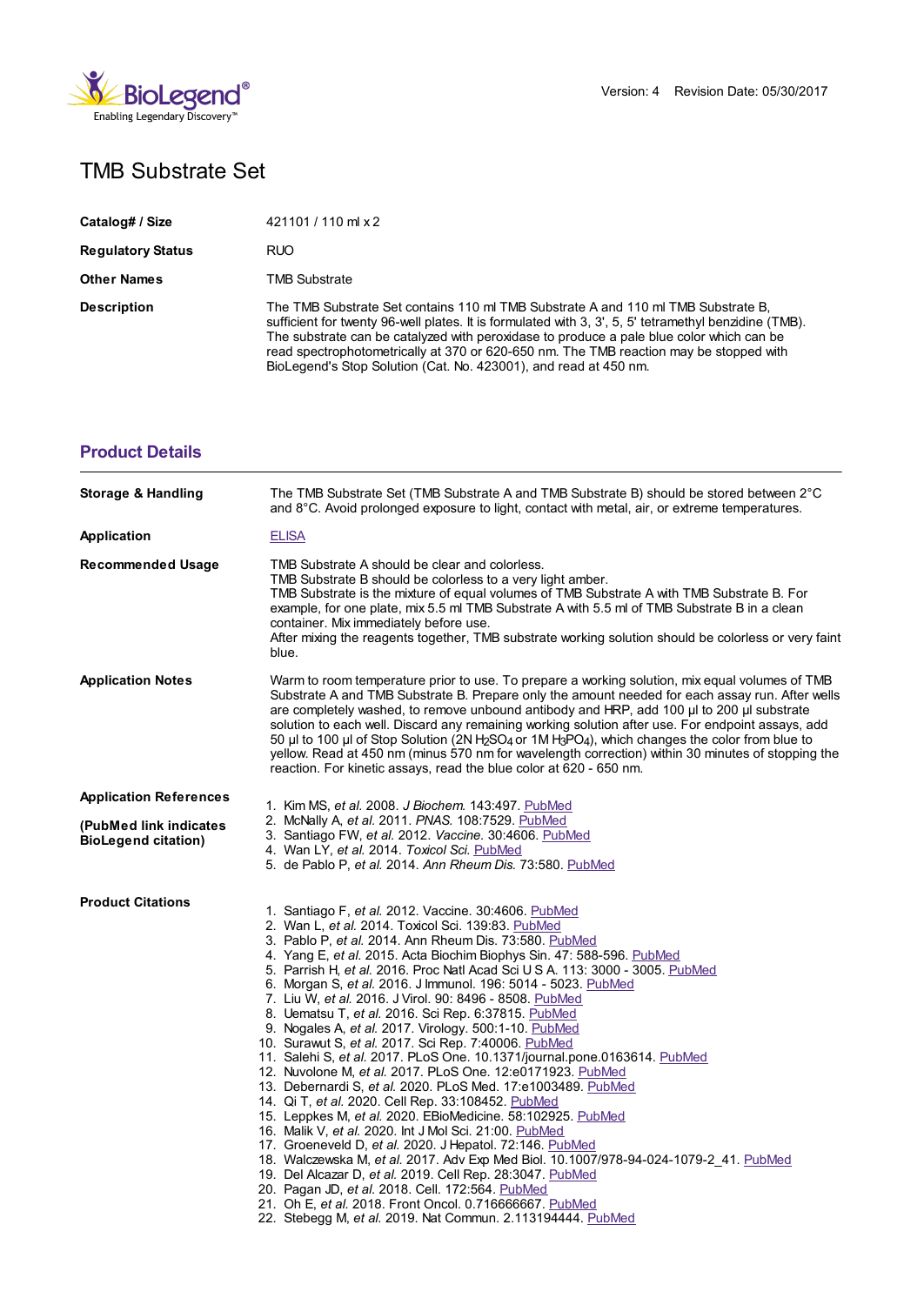Version: 4 Revision Date: 05/30/2017

# TMB Substrate Set

| | |
|---|---|
| **Catalog# / Size** | 421101 / 110 ml x 2 |
| **Regulatory Status** | RUO |
| **Other Names** | TMB Substrate |
| **Description** | The TMB Substrate Set contains 110 ml TMB Substrate A and 110 ml TMB Substrate B, sufficient for twenty 96-well plates. It is formulated with 3, 3', 5, 5' tetramethyl benzidine (TMB). The substrate can be catalyzed with peroxidase to produce a pale blue color which can be read spectrophotometrically at 370 or 620-650 nm. The TMB reaction may be stopped with BioLegend's Stop Solution (Cat. No. 423001), and read at 450 nm. |

## Product Details

| | |
|---|---|
| **Storage & Handling** | The TMB Substrate Set (TMB Substrate A and TMB Substrate B) should be stored between 2°C and 8°C. Avoid prolonged exposure to light, contact with metal, air, or extreme temperatures. |
| **Application** | ELISA |
| **Recommended Usage** | TMB Substrate A should be clear and colorless.<br>TMB Substrate B should be colorless to a very light amber.<br>TMB Substrate is the mixture of equal volumes of TMB Substrate A with TMB Substrate B. For example, for one plate, mix 5.5 ml TMB Substrate A with 5.5 ml of TMB Substrate B in a clean container. Mix immediately before use.<br>After mixing the reagents together, TMB substrate working solution should be colorless or very faint blue. |
| **Application Notes** | Warm to room temperature prior to use. To prepare a working solution, mix equal volumes of TMB Substrate A and TMB Substrate B. Prepare only the amount needed for each assay run. After wells are completely washed, to remove unbound antibody and HRP, add 100 µl to 200 µl substrate solution to each well. Discard any remaining working solution after use. For endpoint assays, add 50 µl to 100 µl of Stop Solution (2N $H_2SO_4$ or 1M $H_3PO_4$), which changes the color from blue to yellow. Read at 450 nm (minus 570 nm for wavelength correction) within 30 minutes of stopping the reaction. For kinetic assays, read the blue color at 620 - 650 nm. |

**Application References**

**(PubMed link indicates BioLegend citation)**

1. Kim MS, *et al.* 2008. *J Biochem.* 143:497. PubMed
2. McNally A, *et al.* 2011. *PNAS.* 108:7529. PubMed
3. Santiago FW, *et al.* 2012. *Vaccine.* 30:4606. PubMed
4. Wan LY, *et al.* 2014. *Toxicol Sci.* PubMed
5. de Pablo P, *et al.* 2014. *Ann Rheum Dis.* 73:580. PubMed

**Product Citations**

1. Santiago F, *et al.* 2012. Vaccine. 30:4606. PubMed
2. Wan L, *et al.* 2014. Toxicol Sci. 139:83. PubMed
3. Pablo P, *et al.* 2014. Ann Rheum Dis. 73:580. PubMed
4. Yang E, *et al.* 2015. Acta Biochim Biophys Sin. 47: 588-596. PubMed
5. Parrish H, *et al.* 2016. Proc Natl Acad Sci U S A. 113: 3000 - 3005. PubMed
6. Morgan S, *et al.* 2016. J Immunol. 196: 5014 - 5023. PubMed
7. Liu W, *et al.* 2016. J Virol. 90: 8496 - 8508. PubMed
8. Uematsu T, *et al.* 2016. Sci Rep. 6:37815. PubMed
9. Nogales A, *et al.* 2017. Virology. 500:1-10. PubMed
10. Surawut S, *et al.* 2017. Sci Rep. 7:40006. PubMed
11. Salehi S, *et al.* 2017. PLoS One. 10.1371/journal.pone.0163614. PubMed
12. Nuvolone M, *et al.* 2017. PLoS One. 12:e0171923. PubMed
13. Debernardi S, *et al.* 2020. PLoS Med. 17:e1003489. PubMed
14. Qi T, *et al.* 2020. Cell Rep. 33:108452. PubMed
15. Leppkes M, *et al.* 2020. EBioMedicine. 58:102925. PubMed
16. Malik V, *et al.* 2020. Int J Mol Sci. 21:00. PubMed
17. Groeneveld D, *et al.* 2020. J Hepatol. 72:146. PubMed
18. Walczewska M, *et al.* 2017. Adv Exp Med Biol. 10.1007/978-94-024-1079-2_41. PubMed
19. Del Alcazar D, *et al.* 2019. Cell Rep. 28:3047. PubMed
20. Pagan JD, *et al.* 2018. Cell. 172:564. PubMed
21. Oh E, *et al.* 2018. Front Oncol. 0.716666667. PubMed
22. Stebegg M, *et al.* 2019. Nat Commun. 2.113194444. PubMed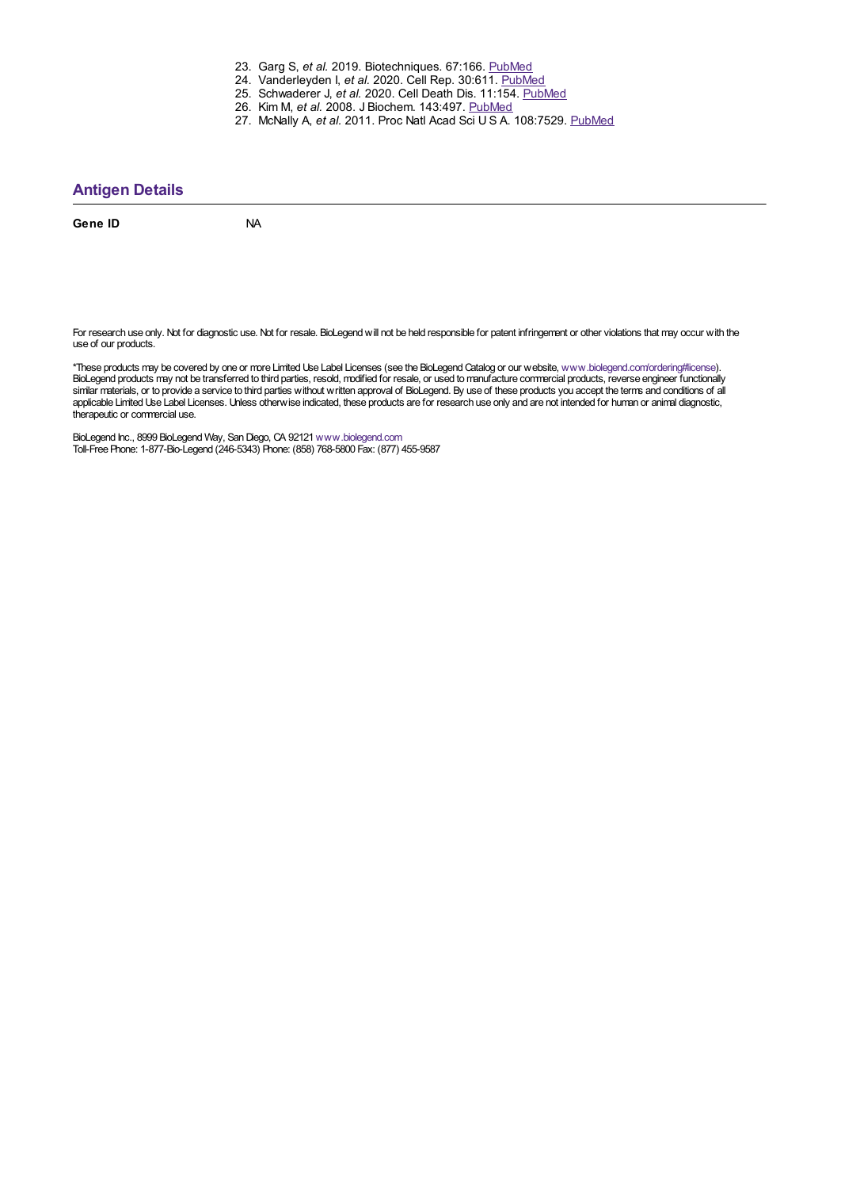23. Garg S, *et al.* 2019. Biotechniques. 67:166. PubMed
24. Vanderleyden I, *et al.* 2020. Cell Rep. 30:611. PubMed
25. Schwaderer J, *et al.* 2020. Cell Death Dis. 11:154. PubMed
26. Kim M, *et al.* 2008. J Biochem. 143:497. PubMed
27. McNally A, *et al.* 2011. Proc Natl Acad Sci U S A. 108:7529. PubMed

## Antigen Details

| | |
|---|---|
| **Gene ID** | NA |

For research use only. Not for diagnostic use. Not for resale. BioLegend will not be held responsible for patent infringement or other violations that may occur with the use of our products.

*These products may be covered by one or more Limited Use Label Licenses (see the BioLegend Catalog or our website, www.biolegend.com/ordering#license). BioLegend products may not be transferred to third parties, resold, modified for resale, or used to manufacture commercial products, reverse engineer functionally similar materials, or to provide a service to third parties without written approval of BioLegend. By use of these products you accept the terms and conditions of all applicable Limited Use Label Licenses. Unless otherwise indicated, these products are for research use only and are not intended for human or animal diagnostic, therapeutic or commercial use.

BioLegend Inc., 8999 BioLegend Way, San Diego, CA 92121 www.biolegend.com
Toll-Free Phone: 1-877-Bio-Legend (246-5343) Phone: (858) 768-5800 Fax: (877) 455-9587